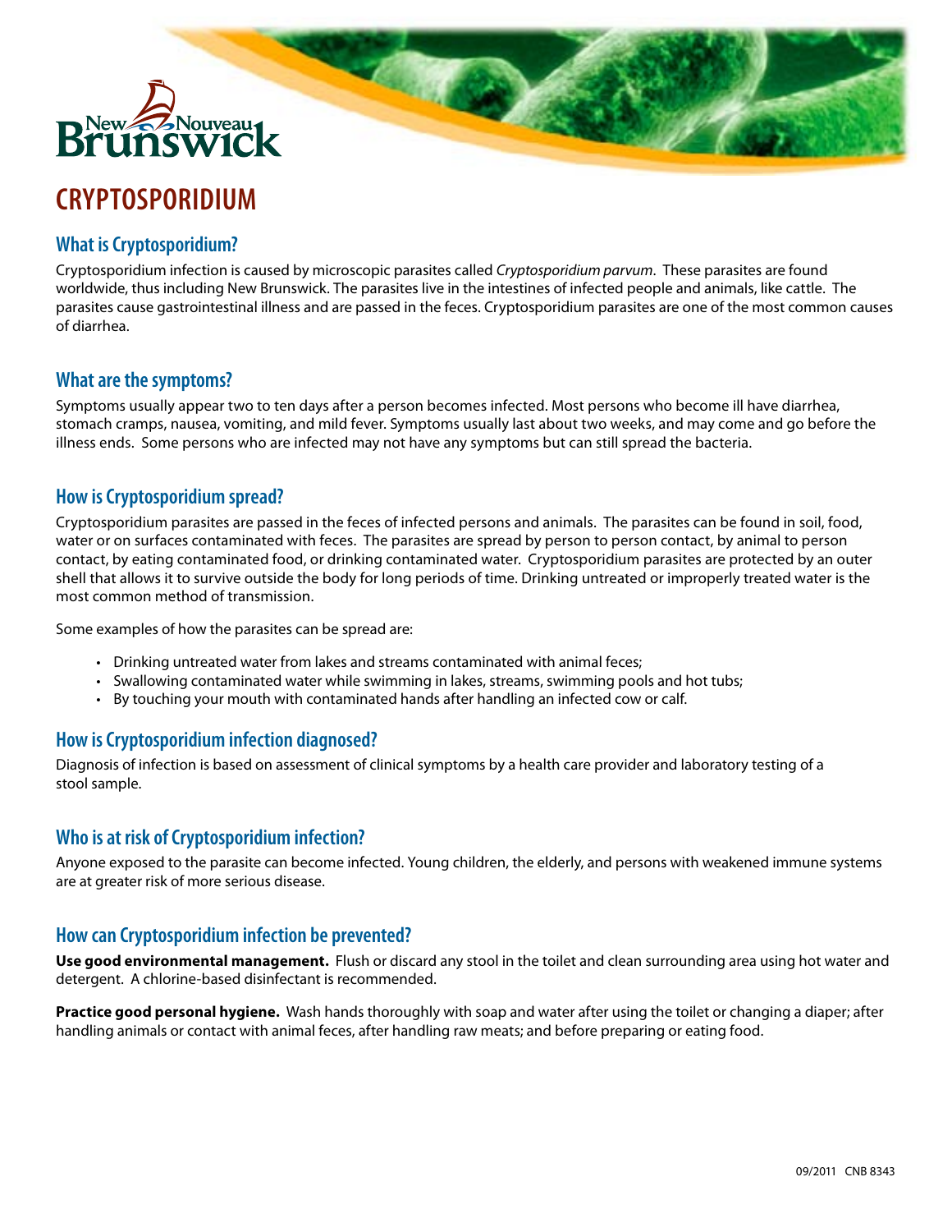# CRYPTOSPORIDIUM

## What is Cryptosporidium?

Cryptosporidium infection is caused by microscopic parasites called *Cryptosporidium parvum*. These parasites are found worldwide, thus including New Brunswick. The parasites live in the intestines of infected people and animals, like cattle. The parasites cause gastrointestinal illness and are passed in the feces. Cryptosporidium parasites are one of the most common causes of diarrhea.

## What are the symptoms?

Symptoms usually appear two to ten days after a person becomes infected. Most persons who become ill have diarrhea, stomach cramps, nausea, vomiting, and mild fever. Symptoms usually last about two weeks, and may come and go before the illness ends. Some persons who are infected may not have any symptoms but can still spread the bacteria.

## How is Cryptosporidium spread?

Cryptosporidium parasites are passed in the feces of infected persons and animals. The parasites can be found in soil, food, water or on surfaces contaminated with feces. The parasites are spread by person to person contact, by animal to person contact, by eating contaminated food, or drinking contaminated water. Cryptosporidium parasites are protected by an outer shell that allows it to survive outside the body for long periods of time. Drinking untreated or improperly treated water is the most common method of transmission.

Some examples of how the parasites can be spread are:

- Drinking untreated water from lakes and streams contaminated with animal feces;
- Swallowing contaminated water while swimming in lakes, streams, swimming pools and hot tubs;
- By touching your mouth with contaminated hands after handling an infected cow or calf.

## How is Cryptosporidium infection diagnosed?

Diagnosis of infection is based on assessment of clinical symptoms by a health care provider and laboratory testing of a stool sample.

## Who is at risk of Cryptosporidium infection?

Anyone exposed to the parasite can become infected. Young children, the elderly, and persons with weakened immune systems are at greater risk of more serious disease.

## How can Cryptosporidium infection be prevented?

**Use good environmental management.** Flush or discard any stool in the toilet and clean surrounding area using hot water and detergent. A chlorine-based disinfectant is recommended.

**Practice good personal hygiene.** Wash hands thoroughly with soap and water after using the toilet or changing a diaper; after handling animals or contact with animal feces, after handling raw meats; and before preparing or eating food.

09/2011 CNB 8343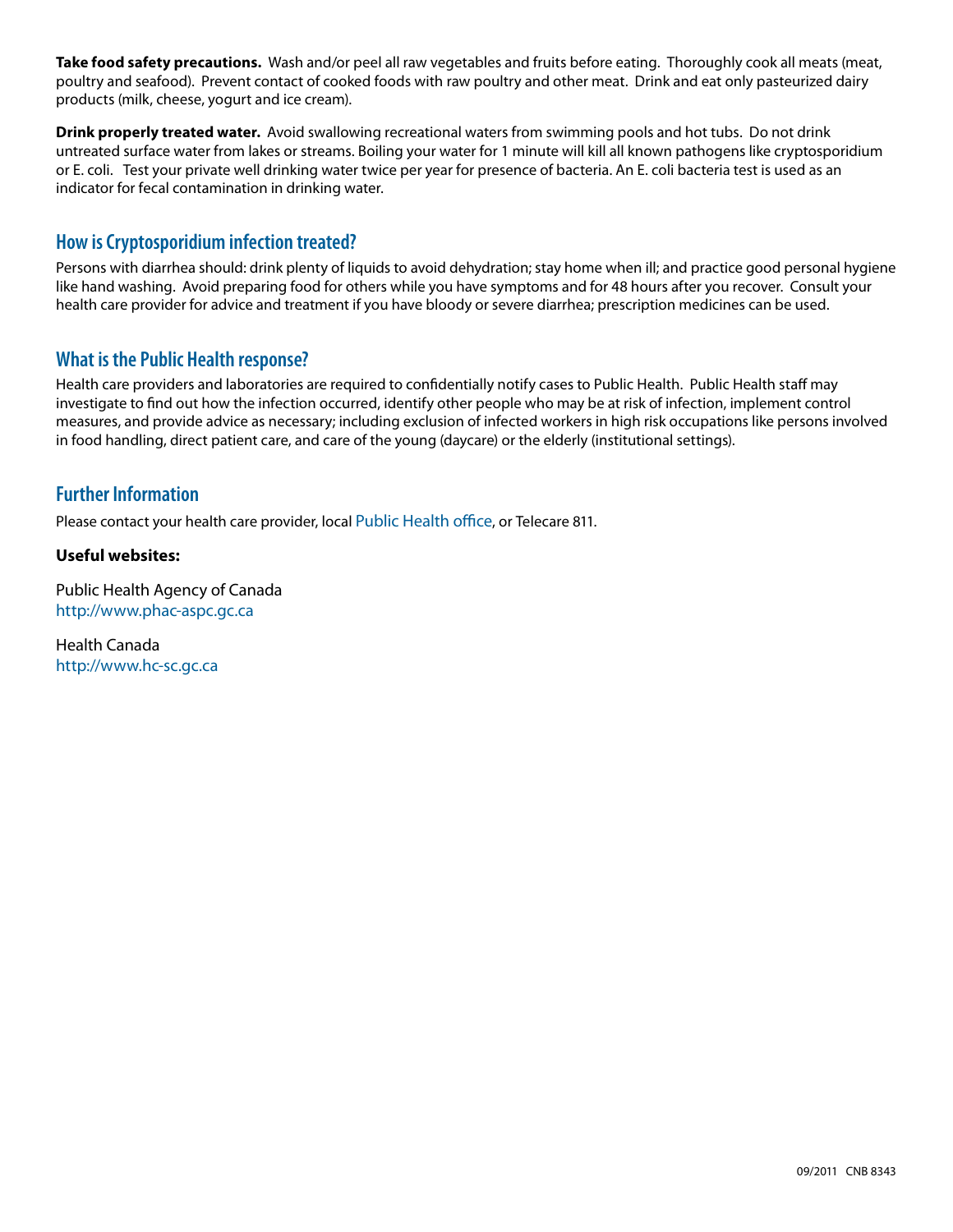**Take food safety precautions.** Wash and/or peel all raw vegetables and fruits before eating. Thoroughly cook all meats (meat, poultry and seafood). Prevent contact of cooked foods with raw poultry and other meat. Drink and eat only pasteurized dairy products (milk, cheese, yogurt and ice cream).

**Drink properly treated water.** Avoid swallowing recreational waters from swimming pools and hot tubs. Do not drink untreated surface water from lakes or streams. Boiling your water for 1 minute will kill all known pathogens like cryptosporidium or E. coli. Test your private well drinking water twice per year for presence of bacteria. An E. coli bacteria test is used as an indicator for fecal contamination in drinking water.

## How is Cryptosporidium infection treated?

Persons with diarrhea should: drink plenty of liquids to avoid dehydration; stay home when ill; and practice good personal hygiene like hand washing. Avoid preparing food for others while you have symptoms and for 48 hours after you recover. Consult your health care provider for advice and treatment if you have bloody or severe diarrhea; prescription medicines can be used.

## What is the Public Health response?

Health care providers and laboratories are required to confidentially notify cases to Public Health. Public Health staff may investigate to find out how the infection occurred, identify other people who may be at risk of infection, implement control measures, and provide advice as necessary; including exclusion of infected workers in high risk occupations like persons involved in food handling, direct patient care, and care of the young (daycare) or the elderly (institutional settings).

## Further Information

Please contact your health care provider, local Public Health office, or Telecare 811.

**Useful websites:**

Public Health Agency of Canada
http://www.phac-aspc.gc.ca

Health Canada
http://www.hc-sc.gc.ca

09/2011 CNB 8343